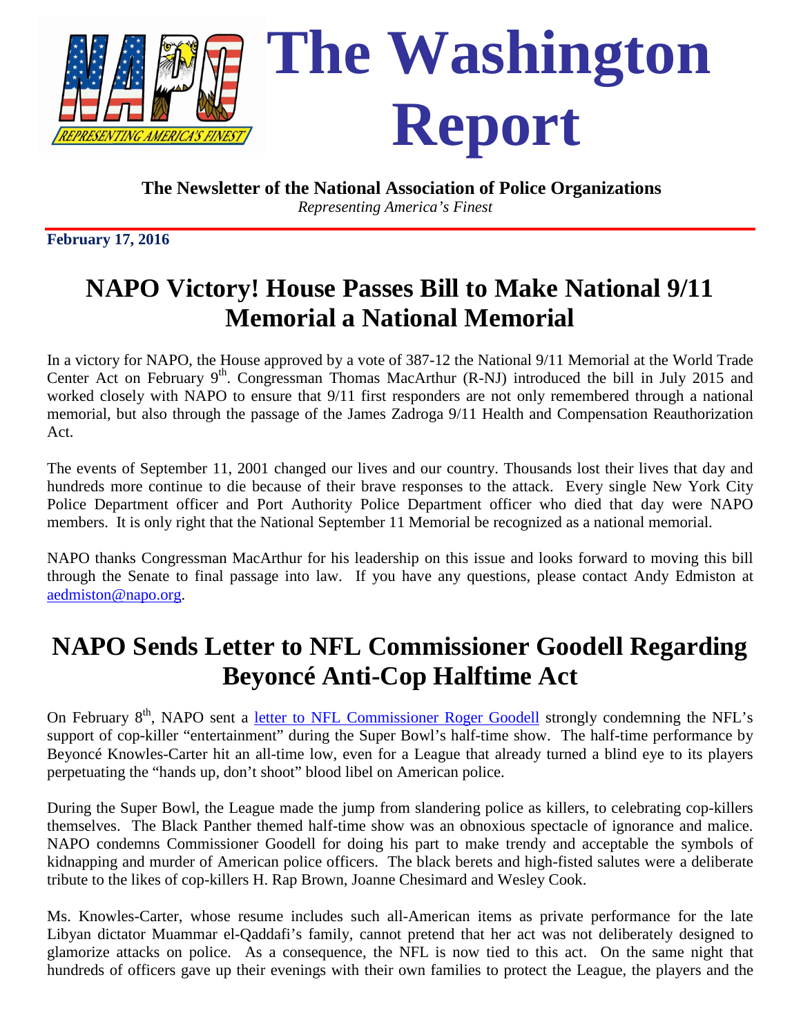# The Washington Report

**The Newsletter of the National Association of Police Organizations**
*Representing America's Finest*

**February 17, 2016**

## NAPO Victory! House Passes Bill to Make National 9/11 Memorial a National Memorial

In a victory for NAPO, the House approved by a vote of 387-12 the National 9/11 Memorial at the World Trade Center Act on February 9th. Congressman Thomas MacArthur (R-NJ) introduced the bill in July 2015 and worked closely with NAPO to ensure that 9/11 first responders are not only remembered through a national memorial, but also through the passage of the James Zadroga 9/11 Health and Compensation Reauthorization Act.

The events of September 11, 2001 changed our lives and our country. Thousands lost their lives that day and hundreds more continue to die because of their brave responses to the attack. Every single New York City Police Department officer and Port Authority Police Department officer who died that day were NAPO members. It is only right that the National September 11 Memorial be recognized as a national memorial.

NAPO thanks Congressman MacArthur for his leadership on this issue and looks forward to moving this bill through the Senate to final passage into law. If you have any questions, please contact Andy Edmiston at aedmiston@napo.org.

## NAPO Sends Letter to NFL Commissioner Goodell Regarding Beyoncé Anti-Cop Halftime Act

On February 8th, NAPO sent a letter to NFL Commissioner Roger Goodell strongly condemning the NFL's support of cop-killer "entertainment" during the Super Bowl's half-time show. The half-time performance by Beyoncé Knowles-Carter hit an all-time low, even for a League that already turned a blind eye to its players perpetuating the "hands up, don't shoot" blood libel on American police.

During the Super Bowl, the League made the jump from slandering police as killers, to celebrating cop-killers themselves. The Black Panther themed half-time show was an obnoxious spectacle of ignorance and malice. NAPO condemns Commissioner Goodell for doing his part to make trendy and acceptable the symbols of kidnapping and murder of American police officers. The black berets and high-fisted salutes were a deliberate tribute to the likes of cop-killers H. Rap Brown, Joanne Chesimard and Wesley Cook.

Ms. Knowles-Carter, whose resume includes such all-American items as private performance for the late Libyan dictator Muammar el-Qaddafi's family, cannot pretend that her act was not deliberately designed to glamorize attacks on police. As a consequence, the NFL is now tied to this act. On the same night that hundreds of officers gave up their evenings with their own families to protect the League, the players and the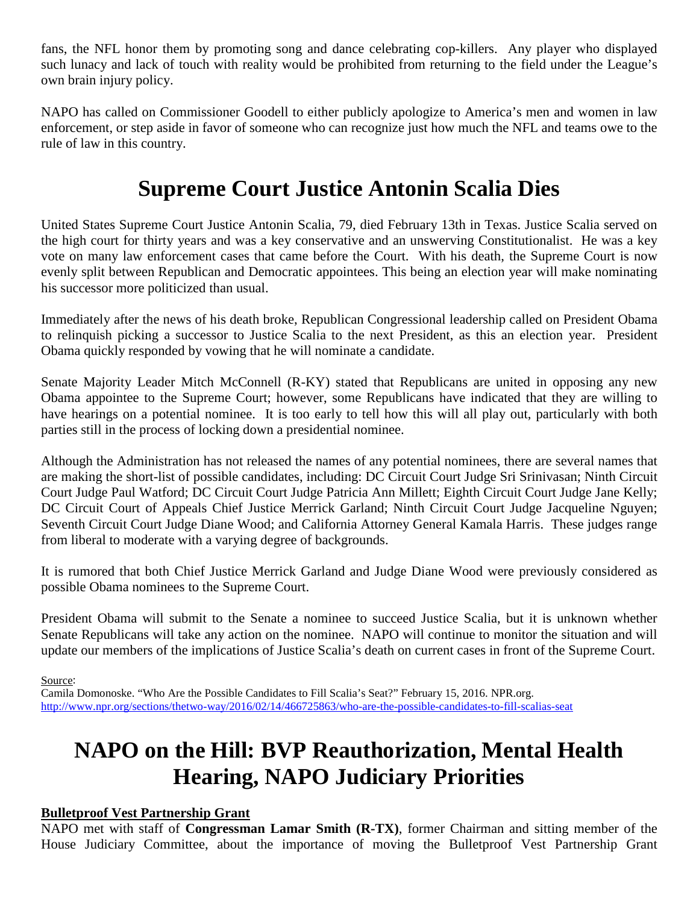fans, the NFL honor them by promoting song and dance celebrating cop-killers. Any player who displayed such lunacy and lack of touch with reality would be prohibited from returning to the field under the League's own brain injury policy.

NAPO has called on Commissioner Goodell to either publicly apologize to America's men and women in law enforcement, or step aside in favor of someone who can recognize just how much the NFL and teams owe to the rule of law in this country.

# Supreme Court Justice Antonin Scalia Dies

United States Supreme Court Justice Antonin Scalia, 79, died February 13th in Texas. Justice Scalia served on the high court for thirty years and was a key conservative and an unswerving Constitutionalist. He was a key vote on many law enforcement cases that came before the Court. With his death, the Supreme Court is now evenly split between Republican and Democratic appointees. This being an election year will make nominating his successor more politicized than usual.

Immediately after the news of his death broke, Republican Congressional leadership called on President Obama to relinquish picking a successor to Justice Scalia to the next President, as this an election year. President Obama quickly responded by vowing that he will nominate a candidate.

Senate Majority Leader Mitch McConnell (R-KY) stated that Republicans are united in opposing any new Obama appointee to the Supreme Court; however, some Republicans have indicated that they are willing to have hearings on a potential nominee. It is too early to tell how this will all play out, particularly with both parties still in the process of locking down a presidential nominee.

Although the Administration has not released the names of any potential nominees, there are several names that are making the short-list of possible candidates, including: DC Circuit Court Judge Sri Srinivasan; Ninth Circuit Court Judge Paul Watford; DC Circuit Court Judge Patricia Ann Millett; Eighth Circuit Court Judge Jane Kelly; DC Circuit Court of Appeals Chief Justice Merrick Garland; Ninth Circuit Court Judge Jacqueline Nguyen; Seventh Circuit Court Judge Diane Wood; and California Attorney General Kamala Harris. These judges range from liberal to moderate with a varying degree of backgrounds.

It is rumored that both Chief Justice Merrick Garland and Judge Diane Wood were previously considered as possible Obama nominees to the Supreme Court.

President Obama will submit to the Senate a nominee to succeed Justice Scalia, but it is unknown whether Senate Republicans will take any action on the nominee. NAPO will continue to monitor the situation and will update our members of the implications of Justice Scalia's death on current cases in front of the Supreme Court.

Source:
Camila Domonoske. "Who Are the Possible Candidates to Fill Scalia's Seat?" February 15, 2016. NPR.org.
http://www.npr.org/sections/thetwo-way/2016/02/14/466725863/who-are-the-possible-candidates-to-fill-scalias-seat

# NAPO on the Hill: BVP Reauthorization, Mental Health Hearing, NAPO Judiciary Priorities

**Bulletproof Vest Partnership Grant**

NAPO met with staff of **Congressman Lamar Smith (R-TX)**, former Chairman and sitting member of the House Judiciary Committee, about the importance of moving the Bulletproof Vest Partnership Grant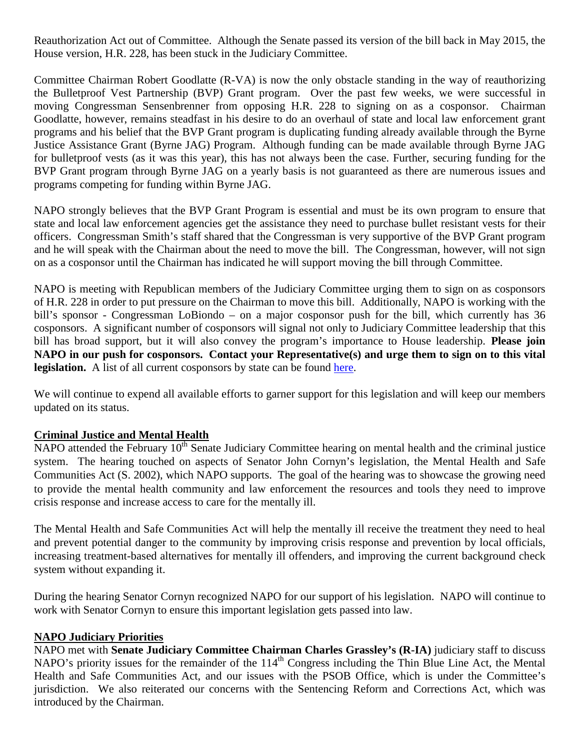Reauthorization Act out of Committee. Although the Senate passed its version of the bill back in May 2015, the House version, H.R. 228, has been stuck in the Judiciary Committee.

Committee Chairman Robert Goodlatte (R-VA) is now the only obstacle standing in the way of reauthorizing the Bulletproof Vest Partnership (BVP) Grant program. Over the past few weeks, we were successful in moving Congressman Sensenbrenner from opposing H.R. 228 to signing on as a cosponsor. Chairman Goodlatte, however, remains steadfast in his desire to do an overhaul of state and local law enforcement grant programs and his belief that the BVP Grant program is duplicating funding already available through the Byrne Justice Assistance Grant (Byrne JAG) Program. Although funding can be made available through Byrne JAG for bulletproof vests (as it was this year), this has not always been the case. Further, securing funding for the BVP Grant program through Byrne JAG on a yearly basis is not guaranteed as there are numerous issues and programs competing for funding within Byrne JAG.

NAPO strongly believes that the BVP Grant Program is essential and must be its own program to ensure that state and local law enforcement agencies get the assistance they need to purchase bullet resistant vests for their officers. Congressman Smith's staff shared that the Congressman is very supportive of the BVP Grant program and he will speak with the Chairman about the need to move the bill. The Congressman, however, will not sign on as a cosponsor until the Chairman has indicated he will support moving the bill through Committee.

NAPO is meeting with Republican members of the Judiciary Committee urging them to sign on as cosponsors of H.R. 228 in order to put pressure on the Chairman to move this bill. Additionally, NAPO is working with the bill's sponsor - Congressman LoBiondo – on a major cosponsor push for the bill, which currently has 36 cosponsors. A significant number of cosponsors will signal not only to Judiciary Committee leadership that this bill has broad support, but it will also convey the program's importance to House leadership. **Please join NAPO in our push for cosponsors. Contact your Representative(s) and urge them to sign on to this vital legislation.** A list of all current cosponsors by state can be found [here]().

We will continue to expend all available efforts to garner support for this legislation and will keep our members updated on its status.

## Criminal Justice and Mental Health

NAPO attended the February 10th Senate Judiciary Committee hearing on mental health and the criminal justice system. The hearing touched on aspects of Senator John Cornyn's legislation, the Mental Health and Safe Communities Act (S. 2002), which NAPO supports. The goal of the hearing was to showcase the growing need to provide the mental health community and law enforcement the resources and tools they need to improve crisis response and increase access to care for the mentally ill.

The Mental Health and Safe Communities Act will help the mentally ill receive the treatment they need to heal and prevent potential danger to the community by improving crisis response and prevention by local officials, increasing treatment-based alternatives for mentally ill offenders, and improving the current background check system without expanding it.

During the hearing Senator Cornyn recognized NAPO for our support of his legislation. NAPO will continue to work with Senator Cornyn to ensure this important legislation gets passed into law.

## NAPO Judiciary Priorities

NAPO met with **Senate Judiciary Committee Chairman Charles Grassley's (R-IA)** judiciary staff to discuss NAPO's priority issues for the remainder of the 114th Congress including the Thin Blue Line Act, the Mental Health and Safe Communities Act, and our issues with the PSOB Office, which is under the Committee's jurisdiction. We also reiterated our concerns with the Sentencing Reform and Corrections Act, which was introduced by the Chairman.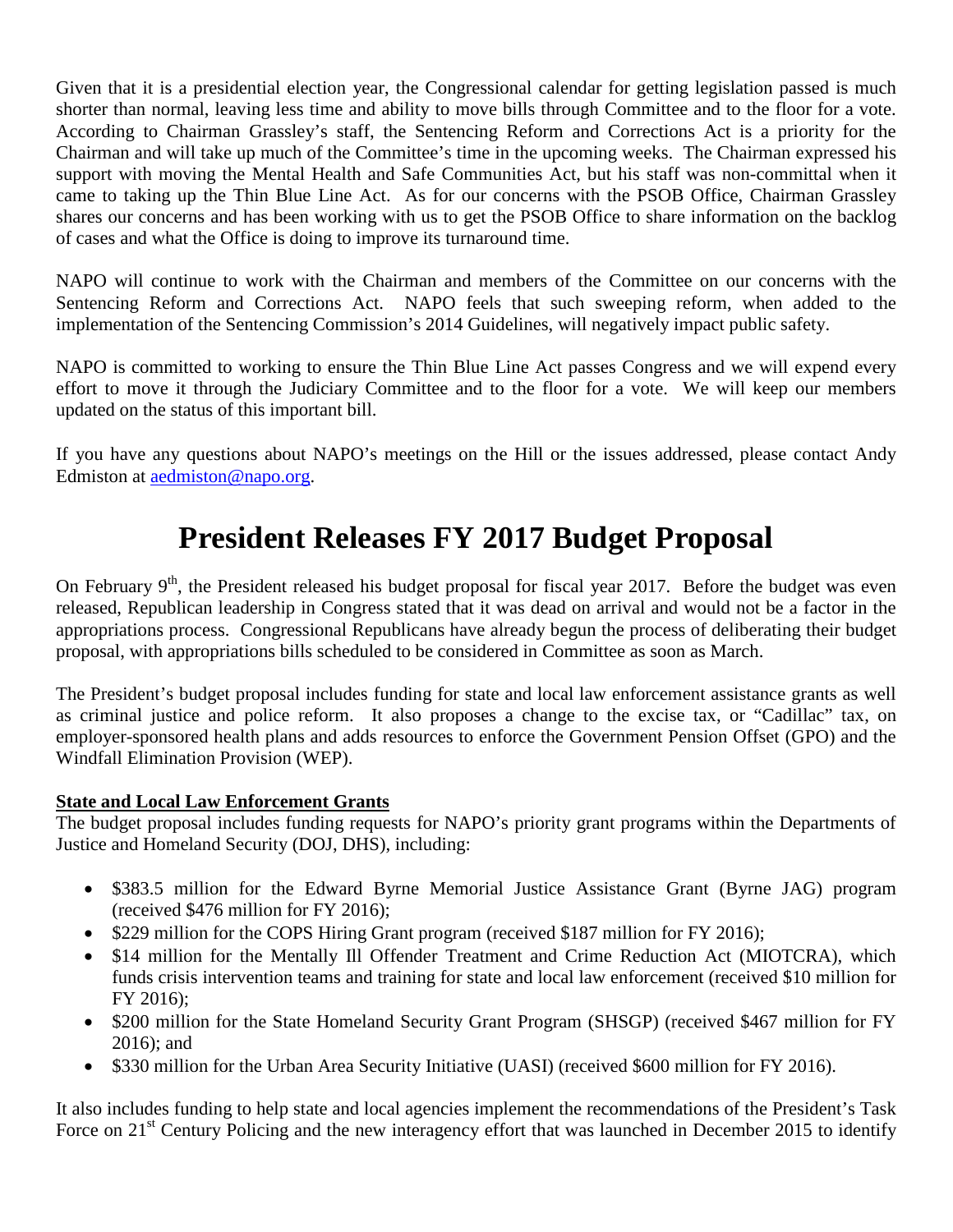Given that it is a presidential election year, the Congressional calendar for getting legislation passed is much shorter than normal, leaving less time and ability to move bills through Committee and to the floor for a vote. According to Chairman Grassley's staff, the Sentencing Reform and Corrections Act is a priority for the Chairman and will take up much of the Committee's time in the upcoming weeks. The Chairman expressed his support with moving the Mental Health and Safe Communities Act, but his staff was non-committal when it came to taking up the Thin Blue Line Act. As for our concerns with the PSOB Office, Chairman Grassley shares our concerns and has been working with us to get the PSOB Office to share information on the backlog of cases and what the Office is doing to improve its turnaround time.

NAPO will continue to work with the Chairman and members of the Committee on our concerns with the Sentencing Reform and Corrections Act. NAPO feels that such sweeping reform, when added to the implementation of the Sentencing Commission's 2014 Guidelines, will negatively impact public safety.

NAPO is committed to working to ensure the Thin Blue Line Act passes Congress and we will expend every effort to move it through the Judiciary Committee and to the floor for a vote. We will keep our members updated on the status of this important bill.

If you have any questions about NAPO's meetings on the Hill or the issues addressed, please contact Andy Edmiston at aedmiston@napo.org.

# President Releases FY 2017 Budget Proposal

On February 9th, the President released his budget proposal for fiscal year 2017. Before the budget was even released, Republican leadership in Congress stated that it was dead on arrival and would not be a factor in the appropriations process. Congressional Republicans have already begun the process of deliberating their budget proposal, with appropriations bills scheduled to be considered in Committee as soon as March.

The President's budget proposal includes funding for state and local law enforcement assistance grants as well as criminal justice and police reform. It also proposes a change to the excise tax, or "Cadillac" tax, on employer-sponsored health plans and adds resources to enforce the Government Pension Offset (GPO) and the Windfall Elimination Provision (WEP).

**State and Local Law Enforcement Grants**

The budget proposal includes funding requests for NAPO's priority grant programs within the Departments of Justice and Homeland Security (DOJ, DHS), including:

- $383.5 million for the Edward Byrne Memorial Justice Assistance Grant (Byrne JAG) program (received $476 million for FY 2016);
- $229 million for the COPS Hiring Grant program (received $187 million for FY 2016);
- $14 million for the Mentally Ill Offender Treatment and Crime Reduction Act (MIOTCRA), which funds crisis intervention teams and training for state and local law enforcement (received $10 million for FY 2016);
- $200 million for the State Homeland Security Grant Program (SHSGP) (received $467 million for FY 2016); and
- $330 million for the Urban Area Security Initiative (UASI) (received $600 million for FY 2016).

It also includes funding to help state and local agencies implement the recommendations of the President's Task Force on 21st Century Policing and the new interagency effort that was launched in December 2015 to identify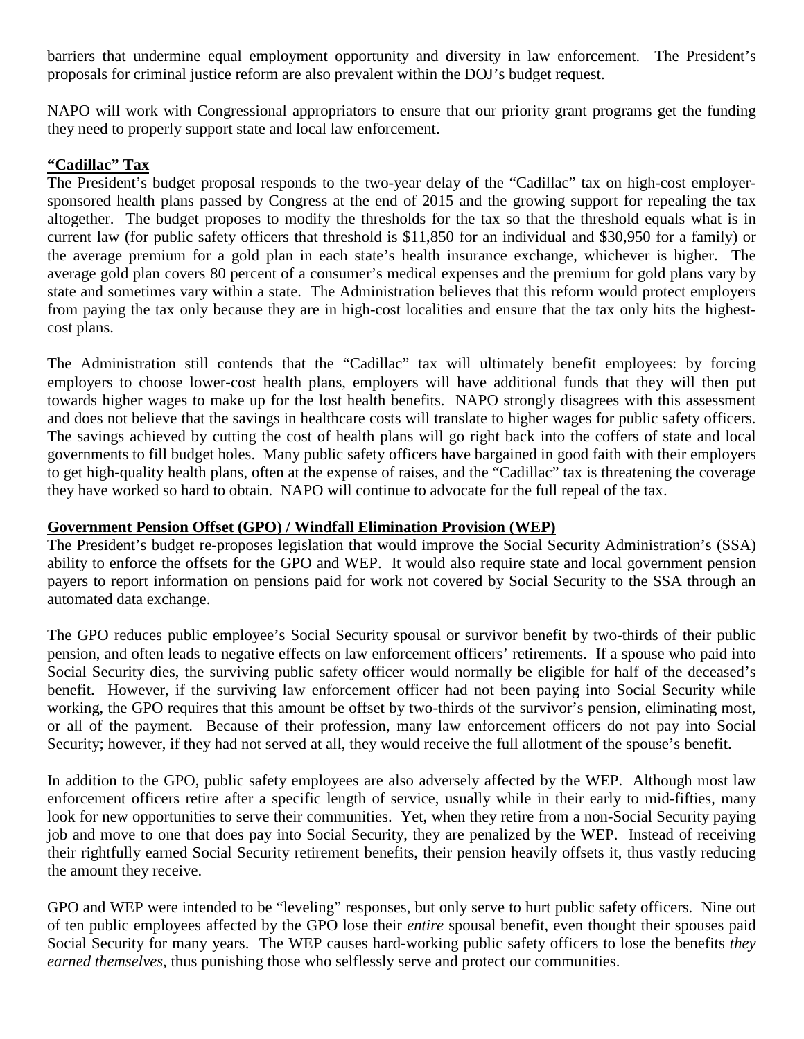barriers that undermine equal employment opportunity and diversity in law enforcement. The President's proposals for criminal justice reform are also prevalent within the DOJ's budget request.

NAPO will work with Congressional appropriators to ensure that our priority grant programs get the funding they need to properly support state and local law enforcement.

**"Cadillac" Tax**

The President's budget proposal responds to the two-year delay of the "Cadillac" tax on high-cost employer-sponsored health plans passed by Congress at the end of 2015 and the growing support for repealing the tax altogether. The budget proposes to modify the thresholds for the tax so that the threshold equals what is in current law (for public safety officers that threshold is $11,850 for an individual and $30,950 for a family) or the average premium for a gold plan in each state's health insurance exchange, whichever is higher. The average gold plan covers 80 percent of a consumer's medical expenses and the premium for gold plans vary by state and sometimes vary within a state. The Administration believes that this reform would protect employers from paying the tax only because they are in high-cost localities and ensure that the tax only hits the highest-cost plans.

The Administration still contends that the "Cadillac" tax will ultimately benefit employees: by forcing employers to choose lower-cost health plans, employers will have additional funds that they will then put towards higher wages to make up for the lost health benefits. NAPO strongly disagrees with this assessment and does not believe that the savings in healthcare costs will translate to higher wages for public safety officers. The savings achieved by cutting the cost of health plans will go right back into the coffers of state and local governments to fill budget holes. Many public safety officers have bargained in good faith with their employers to get high-quality health plans, often at the expense of raises, and the "Cadillac" tax is threatening the coverage they have worked so hard to obtain. NAPO will continue to advocate for the full repeal of the tax.

**Government Pension Offset (GPO) / Windfall Elimination Provision (WEP)**

The President's budget re-proposes legislation that would improve the Social Security Administration's (SSA) ability to enforce the offsets for the GPO and WEP. It would also require state and local government pension payers to report information on pensions paid for work not covered by Social Security to the SSA through an automated data exchange.

The GPO reduces public employee's Social Security spousal or survivor benefit by two-thirds of their public pension, and often leads to negative effects on law enforcement officers' retirements. If a spouse who paid into Social Security dies, the surviving public safety officer would normally be eligible for half of the deceased's benefit. However, if the surviving law enforcement officer had not been paying into Social Security while working, the GPO requires that this amount be offset by two-thirds of the survivor's pension, eliminating most, or all of the payment. Because of their profession, many law enforcement officers do not pay into Social Security; however, if they had not served at all, they would receive the full allotment of the spouse's benefit.

In addition to the GPO, public safety employees are also adversely affected by the WEP. Although most law enforcement officers retire after a specific length of service, usually while in their early to mid-fifties, many look for new opportunities to serve their communities. Yet, when they retire from a non-Social Security paying job and move to one that does pay into Social Security, they are penalized by the WEP. Instead of receiving their rightfully earned Social Security retirement benefits, their pension heavily offsets it, thus vastly reducing the amount they receive.

GPO and WEP were intended to be "leveling" responses, but only serve to hurt public safety officers. Nine out of ten public employees affected by the GPO lose their *entire* spousal benefit, even thought their spouses paid Social Security for many years. The WEP causes hard-working public safety officers to lose the benefits *they earned themselves*, thus punishing those who selflessly serve and protect our communities.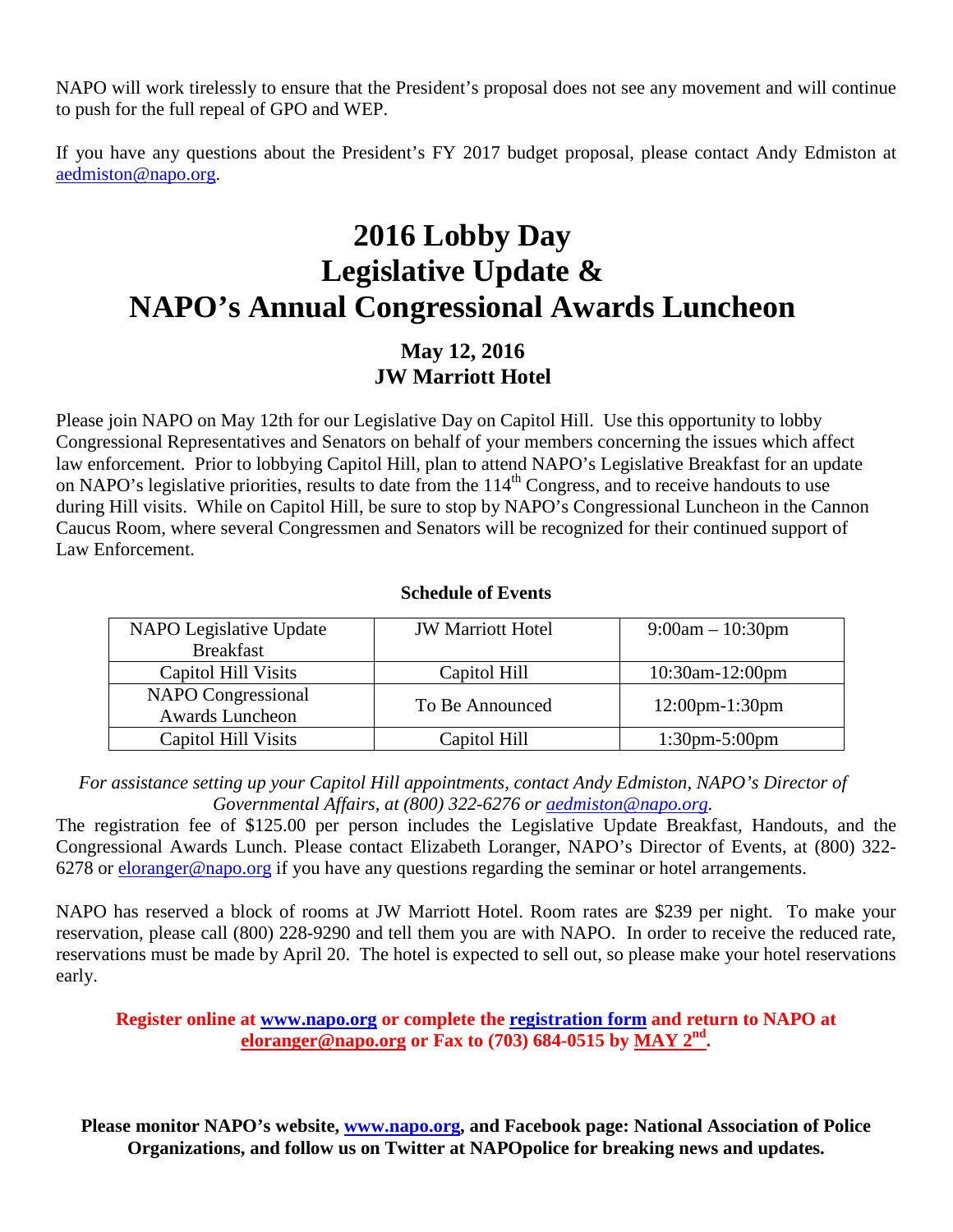NAPO will work tirelessly to ensure that the President's proposal does not see any movement and will continue to push for the full repeal of GPO and WEP.

If you have any questions about the President's FY 2017 budget proposal, please contact Andy Edmiston at aedmiston@napo.org.

# 2016 Lobby Day
# Legislative Update &
# NAPO's Annual Congressional Awards Luncheon

### May 12, 2016
### JW Marriott Hotel

Please join NAPO on May 12th for our Legislative Day on Capitol Hill. Use this opportunity to lobby Congressional Representatives and Senators on behalf of your members concerning the issues which affect law enforcement. Prior to lobbying Capitol Hill, plan to attend NAPO's Legislative Breakfast for an update on NAPO's legislative priorities, results to date from the 114th Congress, and to receive handouts to use during Hill visits. While on Capitol Hill, be sure to stop by NAPO's Congressional Luncheon in the Cannon Caucus Room, where several Congressmen and Senators will be recognized for their continued support of Law Enforcement.

**Schedule of Events**

| | | |
|---|---|---|
| NAPO Legislative Update Breakfast | JW Marriott Hotel | 9:00am – 10:30pm |
| Capitol Hill Visits | Capitol Hill | 10:30am-12:00pm |
| NAPO Congressional Awards Luncheon | To Be Announced | 12:00pm-1:30pm |
| Capitol Hill Visits | Capitol Hill | 1:30pm-5:00pm |

*For assistance setting up your Capitol Hill appointments, contact Andy Edmiston, NAPO's Director of Governmental Affairs, at (800) 322-6276 or aedmiston@napo.org.*

The registration fee of $125.00 per person includes the Legislative Update Breakfast, Handouts, and the Congressional Awards Lunch. Please contact Elizabeth Loranger, NAPO's Director of Events, at (800) 322-6278 or eloranger@napo.org if you have any questions regarding the seminar or hotel arrangements.

NAPO has reserved a block of rooms at JW Marriott Hotel. Room rates are $239 per night. To make your reservation, please call (800) 228-9290 and tell them you are with NAPO. In order to receive the reduced rate, reservations must be made by April 20. The hotel is expected to sell out, so please make your hotel reservations early.

**Register online at www.napo.org or complete the registration form and return to NAPO at eloranger@napo.org or Fax to (703) 684-0515 by MAY 2nd.**

**Please monitor NAPO's website, www.napo.org, and Facebook page: National Association of Police Organizations, and follow us on Twitter at NAPOpolice for breaking news and updates.**